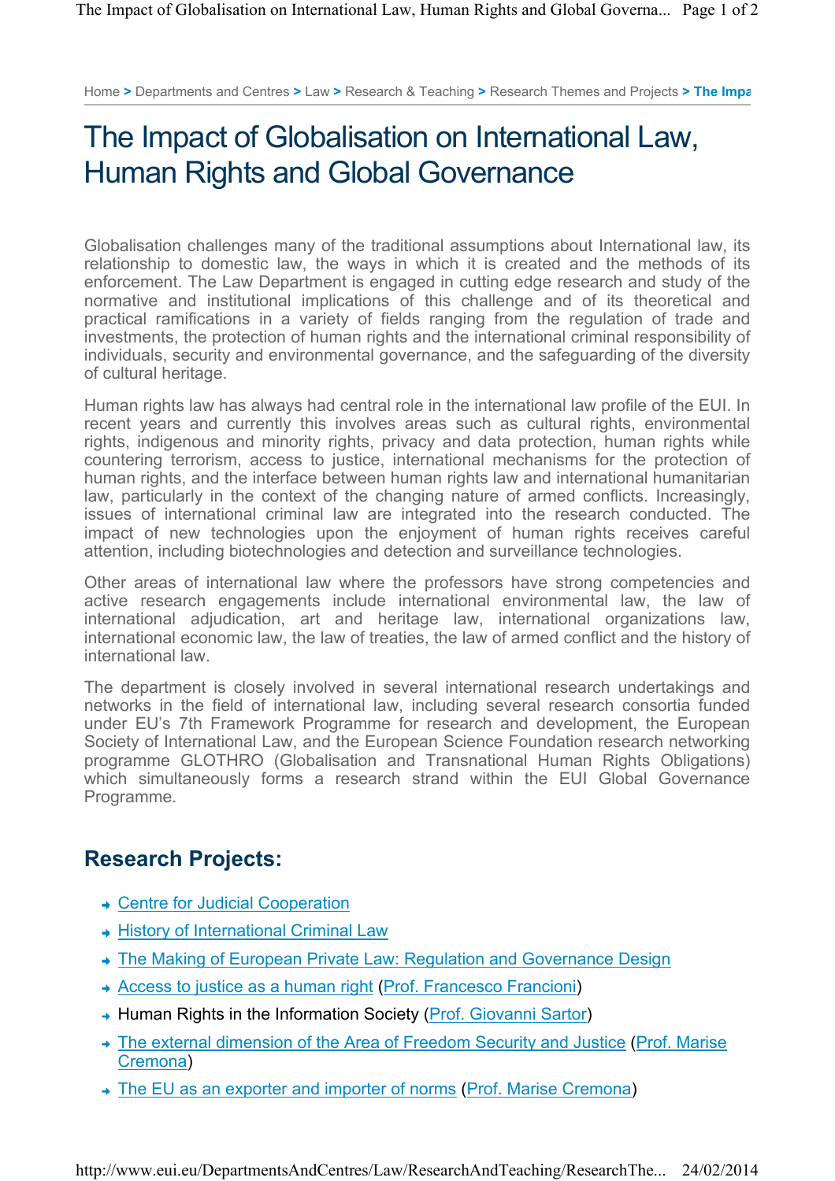Home > Departments and Centres > Law > Research & Teaching > Research Themes and Projects > The Impa

# The Impact of Globalisation on International Law, Human Rights and Global Governance

Globalisation challenges many of the traditional assumptions about International law, its relationship to domestic law, the ways in which it is created and the methods of its enforcement. The Law Department is engaged in cutting edge research and study of the normative and institutional implications of this challenge and of its theoretical and practical ramifications in a variety of fields ranging from the regulation of trade and investments, the protection of human rights and the international criminal responsibility of individuals, security and environmental governance, and the safeguarding of the diversity of cultural heritage.

Human rights law has always had central role in the international law profile of the EUI. In recent years and currently this involves areas such as cultural rights, environmental rights, indigenous and minority rights, privacy and data protection, human rights while countering terrorism, access to justice, international mechanisms for the protection of human rights, and the interface between human rights law and international humanitarian law, particularly in the context of the changing nature of armed conflicts. Increasingly, issues of international criminal law are integrated into the research conducted. The impact of new technologies upon the enjoyment of human rights receives careful attention, including biotechnologies and detection and surveillance technologies.

Other areas of international law where the professors have strong competencies and active research engagements include international environmental law, the law of international adjudication, art and heritage law, international organizations law, international economic law, the law of treaties, the law of armed conflict and the history of international law.

The department is closely involved in several international research undertakings and networks in the field of international law, including several research consortia funded under EU's 7th Framework Programme for research and development, the European Society of International Law, and the European Science Foundation research networking programme GLOTHRO (Globalisation and Transnational Human Rights Obligations) which simultaneously forms a research strand within the EUI Global Governance Programme.

## Research Projects:

- Centre for Judicial Cooperation
- History of International Criminal Law
- The Making of European Private Law: Regulation and Governance Design
- Access to justice as a human right (Prof. Francesco Francioni)
- Human Rights in the Information Society (Prof. Giovanni Sartor)
- The external dimension of the Area of Freedom Security and Justice (Prof. Marise Cremona)
- The EU as an exporter and importer of norms (Prof. Marise Cremona)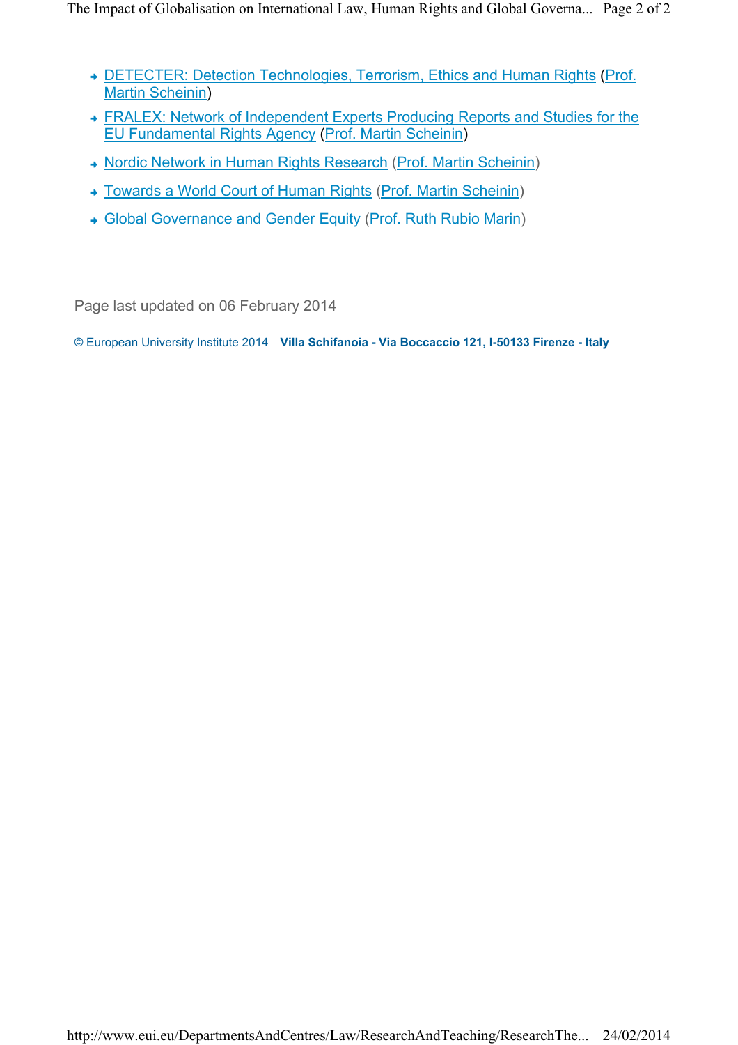- DETECTER: Detection Technologies, Terrorism, Ethics and Human Rights (Prof. Martin Scheinin)
- FRALEX: Network of Independent Experts Producing Reports and Studies for the EU Fundamental Rights Agency (Prof. Martin Scheinin)
- Nordic Network in Human Rights Research (Prof. Martin Scheinin)
- Towards a World Court of Human Rights (Prof. Martin Scheinin)
- Global Governance and Gender Equity (Prof. Ruth Rubio Marin)

Page last updated on 06 February 2014

© European University Institute 2014 **Villa Schifanoia - Via Boccaccio 121, I-50133 Firenze - Italy**